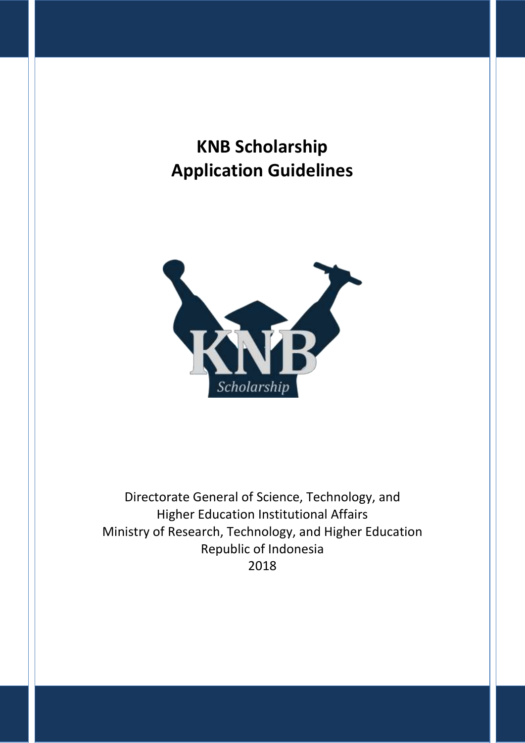# KNB Scholarship
# Application Guidelines

Directorate General of Science, Technology, and
Higher Education Institutional Affairs
Ministry of Research, Technology, and Higher Education
Republic of Indonesia
2018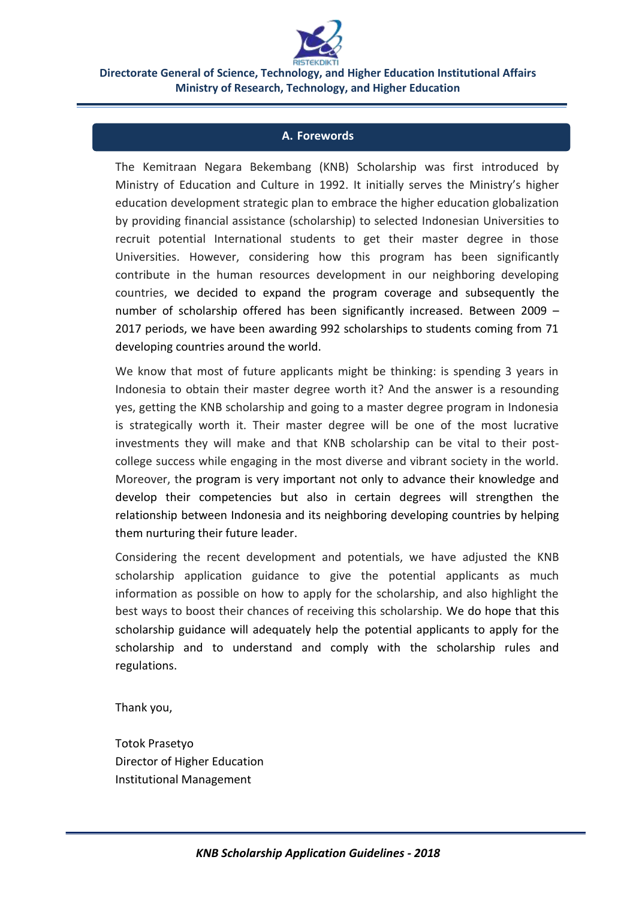## A. Forewords

The Kemitraan Negara Bekembang (KNB) Scholarship was first introduced by Ministry of Education and Culture in 1992. It initially serves the Ministry's higher education development strategic plan to embrace the higher education globalization by providing financial assistance (scholarship) to selected Indonesian Universities to recruit potential International students to get their master degree in those Universities. However, considering how this program has been significantly contribute in the human resources development in our neighboring developing countries, we decided to expand the program coverage and subsequently the number of scholarship offered has been significantly increased. Between 2009 – 2017 periods, we have been awarding 992 scholarships to students coming from 71 developing countries around the world.

We know that most of future applicants might be thinking: is spending 3 years in Indonesia to obtain their master degree worth it? And the answer is a resounding yes, getting the KNB scholarship and going to a master degree program in Indonesia is strategically worth it. Their master degree will be one of the most lucrative investments they will make and that KNB scholarship can be vital to their post-college success while engaging in the most diverse and vibrant society in the world. Moreover, the program is very important not only to advance their knowledge and develop their competencies but also in certain degrees will strengthen the relationship between Indonesia and its neighboring developing countries by helping them nurturing their future leader.

Considering the recent development and potentials, we have adjusted the KNB scholarship application guidance to give the potential applicants as much information as possible on how to apply for the scholarship, and also highlight the best ways to boost their chances of receiving this scholarship. We do hope that this scholarship guidance will adequately help the potential applicants to apply for the scholarship and to understand and comply with the scholarship rules and regulations.

Thank you,

Totok Prasetyo
Director of Higher Education
Institutional Management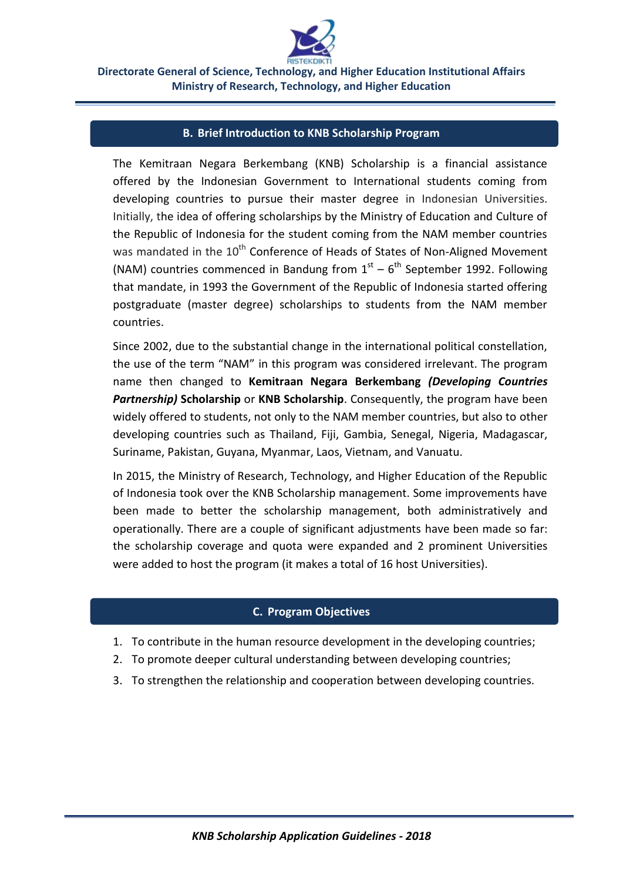## B. Brief Introduction to KNB Scholarship Program

The Kemitraan Negara Berkembang (KNB) Scholarship is a financial assistance offered by the Indonesian Government to International students coming from developing countries to pursue their master degree in Indonesian Universities. Initially, the idea of offering scholarships by the Ministry of Education and Culture of the Republic of Indonesia for the student coming from the NAM member countries was mandated in the 10th Conference of Heads of States of Non-Aligned Movement (NAM) countries commenced in Bandung from 1st – 6th September 1992. Following that mandate, in 1993 the Government of the Republic of Indonesia started offering postgraduate (master degree) scholarships to students from the NAM member countries.

Since 2002, due to the substantial change in the international political constellation, the use of the term "NAM" in this program was considered irrelevant. The program name then changed to **Kemitraan Negara Berkembang *(Developing Countries Partnership)* Scholarship** or **KNB Scholarship**. Consequently, the program have been widely offered to students, not only to the NAM member countries, but also to other developing countries such as Thailand, Fiji, Gambia, Senegal, Nigeria, Madagascar, Suriname, Pakistan, Guyana, Myanmar, Laos, Vietnam, and Vanuatu.

In 2015, the Ministry of Research, Technology, and Higher Education of the Republic of Indonesia took over the KNB Scholarship management. Some improvements have been made to better the scholarship management, both administratively and operationally. There are a couple of significant adjustments have been made so far: the scholarship coverage and quota were expanded and 2 prominent Universities were added to host the program (it makes a total of 16 host Universities).

## C. Program Objectives

1. To contribute in the human resource development in the developing countries;
2. To promote deeper cultural understanding between developing countries;
3. To strengthen the relationship and cooperation between developing countries.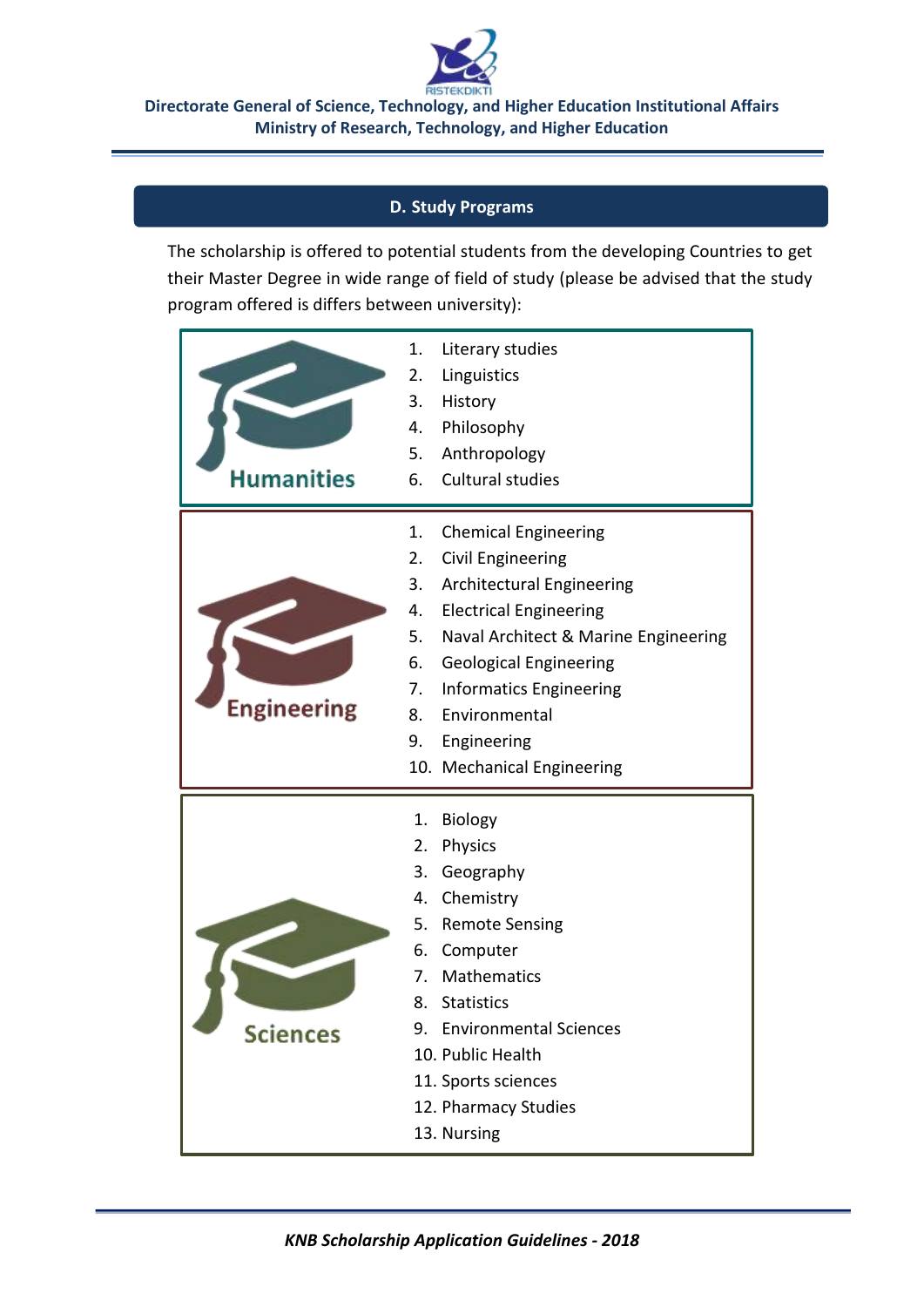## D. Study Programs

The scholarship is offered to potential students from the developing Countries to get their Master Degree in wide range of field of study (please be advised that the study program offered is differs between university):

**Humanities**

1. Literary studies
2. Linguistics
3. History
4. Philosophy
5. Anthropology
6. Cultural studies

**Engineering**

1. Chemical Engineering
2. Civil Engineering
3. Architectural Engineering
4. Electrical Engineering
5. Naval Architect & Marine Engineering
6. Geological Engineering
7. Informatics Engineering
8. Environmental
9. Engineering
10. Mechanical Engineering

**Sciences**

1. Biology
2. Physics
3. Geography
4. Chemistry
5. Remote Sensing
6. Computer
7. Mathematics
8. Statistics
9. Environmental Sciences
10. Public Health
11. Sports sciences
12. Pharmacy Studies
13. Nursing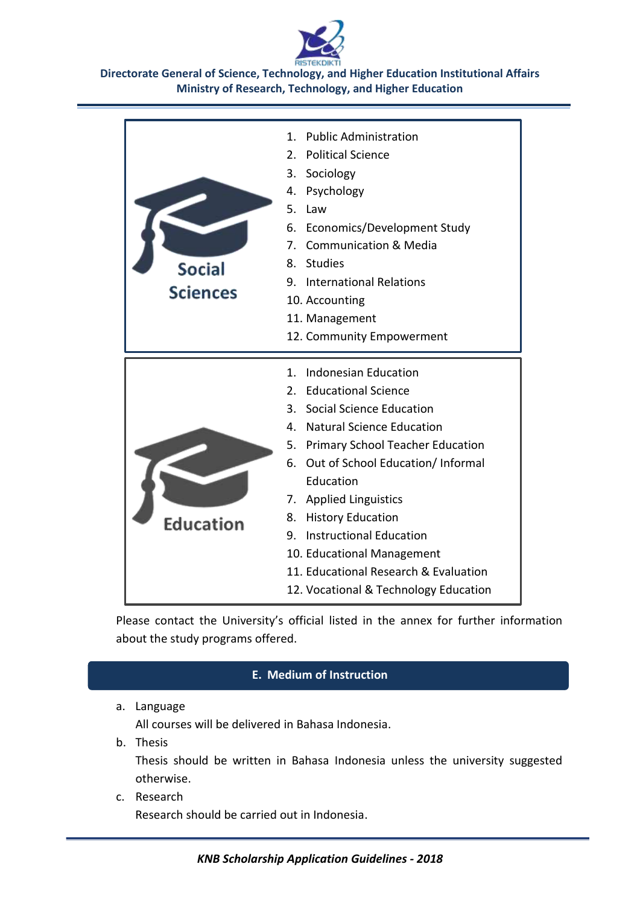**Social Sciences**

1. Public Administration
2. Political Science
3. Sociology
4. Psychology
5. Law
6. Economics/Development Study
7. Communication & Media
8. Studies
9. International Relations
10. Accounting
11. Management
12. Community Empowerment

**Education**

1. Indonesian Education
2. Educational Science
3. Social Science Education
4. Natural Science Education
5. Primary School Teacher Education
6. Out of School Education/ Informal Education
7. Applied Linguistics
8. History Education
9. Instructional Education
10. Educational Management
11. Educational Research & Evaluation
12. Vocational & Technology Education

Please contact the University's official listed in the annex for further information about the study programs offered.

## E. Medium of Instruction

a. Language

   All courses will be delivered in Bahasa Indonesia.

b. Thesis

   Thesis should be written in Bahasa Indonesia unless the university suggested otherwise.

c. Research

   Research should be carried out in Indonesia.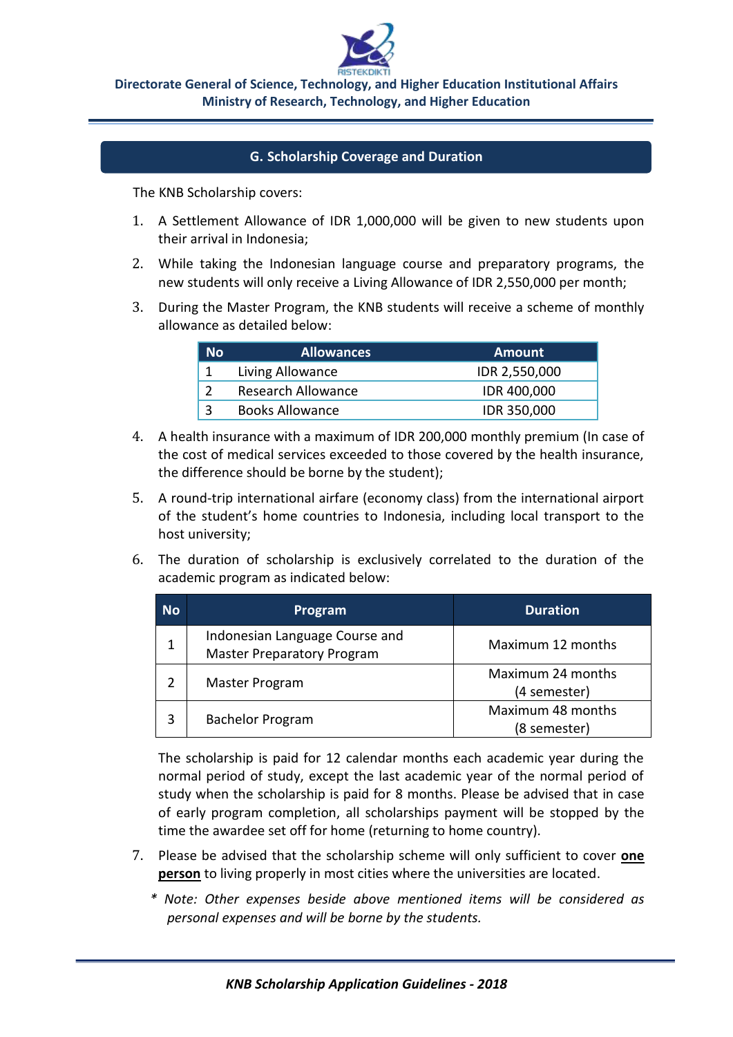## G. Scholarship Coverage and Duration

The KNB Scholarship covers:

1. A Settlement Allowance of IDR 1,000,000 will be given to new students upon their arrival in Indonesia;
2. While taking the Indonesian language course and preparatory programs, the new students will only receive a Living Allowance of IDR 2,550,000 per month;
3. During the Master Program, the KNB students will receive a scheme of monthly allowance as detailed below:

| No | Allowances | Amount |
|---|---|---|
| 1 | Living Allowance | IDR 2,550,000 |
| 2 | Research Allowance | IDR 400,000 |
| 3 | Books Allowance | IDR 350,000 |

4. A health insurance with a maximum of IDR 200,000 monthly premium (In case of the cost of medical services exceeded to those covered by the health insurance, the difference should be borne by the student);
5. A round-trip international airfare (economy class) from the international airport of the student's home countries to Indonesia, including local transport to the host university;
6. The duration of scholarship is exclusively correlated to the duration of the academic program as indicated below:

| No | Program | Duration |
|---|---|---|
| 1 | Indonesian Language Course and Master Preparatory Program | Maximum 12 months |
| 2 | Master Program | Maximum 24 months (4 semester) |
| 3 | Bachelor Program | Maximum 48 months (8 semester) |

   The scholarship is paid for 12 calendar months each academic year during the normal period of study, except the last academic year of the normal period of study when the scholarship is paid for 8 months. Please be advised that in case of early program completion, all scholarships payment will be stopped by the time the awardee set off for home (returning to home country).

7. Please be advised that the scholarship scheme will only sufficient to cover <u>**one person**</u> to living properly in most cities where the universities are located.

*\* Note: Other expenses beside above mentioned items will be considered as personal expenses and will be borne by the students.*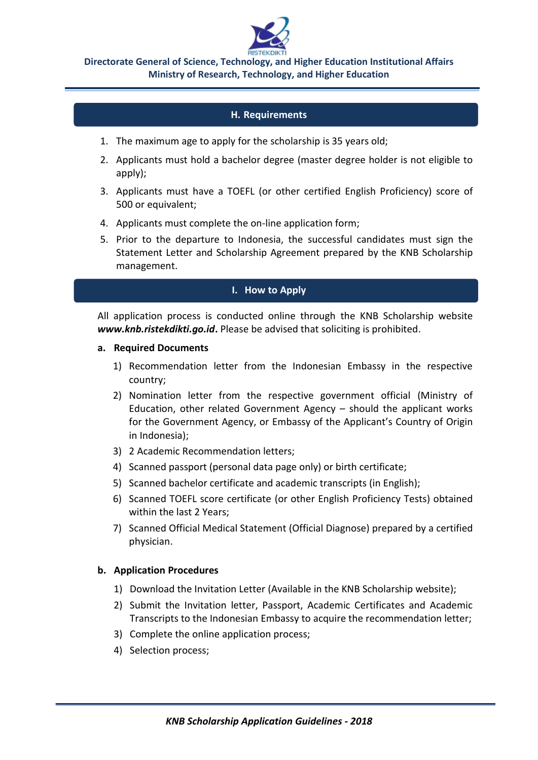## H. Requirements

1. The maximum age to apply for the scholarship is 35 years old;
2. Applicants must hold a bachelor degree (master degree holder is not eligible to apply);
3. Applicants must have a TOEFL (or other certified English Proficiency) score of 500 or equivalent;
4. Applicants must complete the on-line application form;
5. Prior to the departure to Indonesia, the successful candidates must sign the Statement Letter and Scholarship Agreement prepared by the KNB Scholarship management.

## I. How to Apply

All application process is conducted online through the KNB Scholarship website ***www.knb.ristekdikti.go.id***. Please be advised that soliciting is prohibited.

**a. Required Documents**

1) Recommendation letter from the Indonesian Embassy in the respective country;
2) Nomination letter from the respective government official (Ministry of Education, other related Government Agency – should the applicant works for the Government Agency, or Embassy of the Applicant's Country of Origin in Indonesia);
3) 2 Academic Recommendation letters;
4) Scanned passport (personal data page only) or birth certificate;
5) Scanned bachelor certificate and academic transcripts (in English);
6) Scanned TOEFL score certificate (or other English Proficiency Tests) obtained within the last 2 Years;
7) Scanned Official Medical Statement (Official Diagnose) prepared by a certified physician.

**b. Application Procedures**

1) Download the Invitation Letter (Available in the KNB Scholarship website);
2) Submit the Invitation letter, Passport, Academic Certificates and Academic Transcripts to the Indonesian Embassy to acquire the recommendation letter;
3) Complete the online application process;
4) Selection process;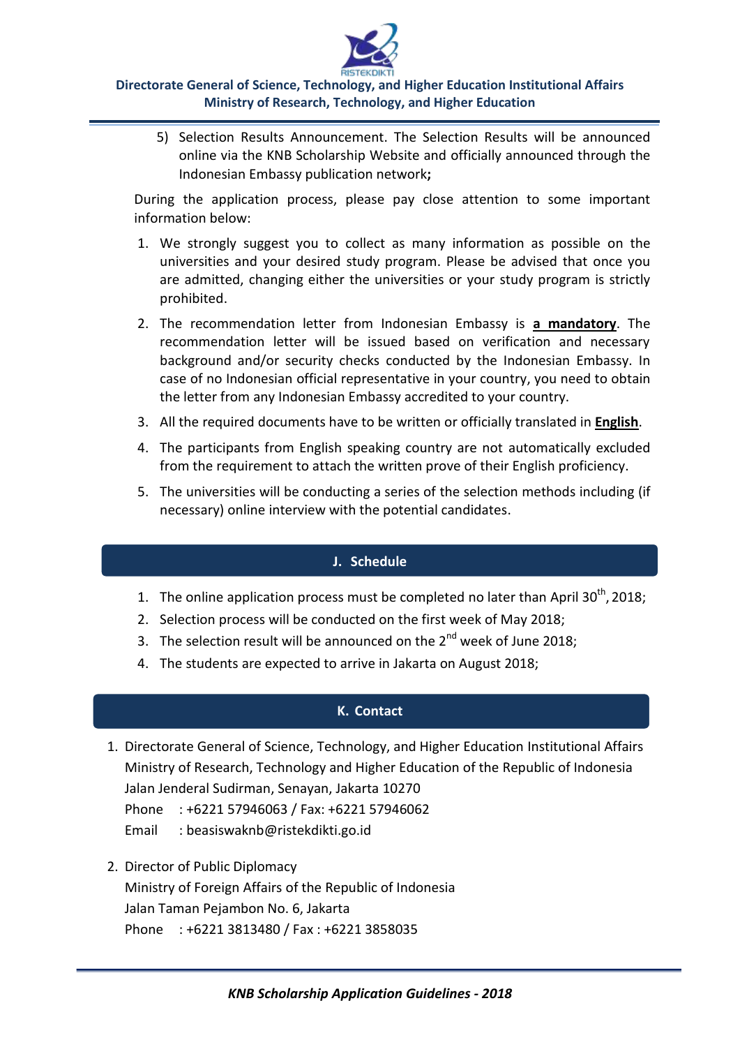5) Selection Results Announcement. The Selection Results will be announced online via the KNB Scholarship Website and officially announced through the Indonesian Embassy publication network**;**

During the application process, please pay close attention to some important information below:

1. We strongly suggest you to collect as many information as possible on the universities and your desired study program. Please be advised that once you are admitted, changing either the universities or your study program is strictly prohibited.
2. The recommendation letter from Indonesian Embassy is **a mandatory**. The recommendation letter will be issued based on verification and necessary background and/or security checks conducted by the Indonesian Embassy. In case of no Indonesian official representative in your country, you need to obtain the letter from any Indonesian Embassy accredited to your country.
3. All the required documents have to be written or officially translated in **English**.
4. The participants from English speaking country are not automatically excluded from the requirement to attach the written prove of their English proficiency.
5. The universities will be conducting a series of the selection methods including (if necessary) online interview with the potential candidates.

## J. Schedule

1. The online application process must be completed no later than April 30th, 2018;
2. Selection process will be conducted on the first week of May 2018;
3. The selection result will be announced on the 2nd week of June 2018;
4. The students are expected to arrive in Jakarta on August 2018;

## K. Contact

1. Directorate General of Science, Technology, and Higher Education Institutional Affairs
   Ministry of Research, Technology and Higher Education of the Republic of Indonesia
   Jalan Jenderal Sudirman, Senayan, Jakarta 10270
   Phone : +6221 57946063 / Fax: +6221 57946062
   Email : beasiswaknb@ristekdikti.go.id

2. Director of Public Diplomacy
   Ministry of Foreign Affairs of the Republic of Indonesia
   Jalan Taman Pejambon No. 6, Jakarta
   Phone : +6221 3813480 / Fax : +6221 3858035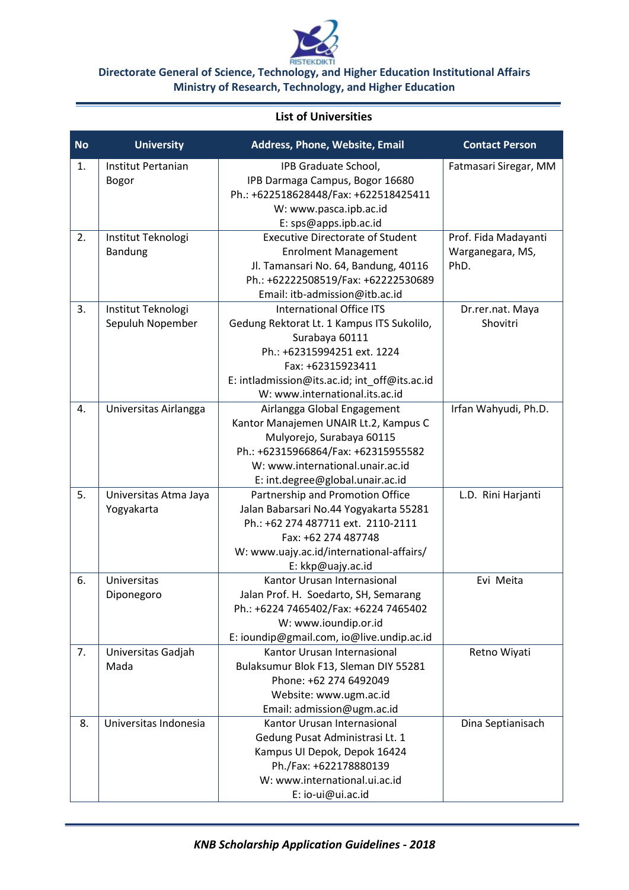**Directorate General of Science, Technology, and Higher Education Institutional Affairs**
**Ministry of Research, Technology, and Higher Education**

## List of Universities

| No | University | Address, Phone, Website, Email | Contact Person |
|---|---|---|---|
| 1. | Institut Pertanian Bogor | IPB Graduate School,<br>IPB Darmaga Campus, Bogor 16680<br>Ph.: +622518628448/Fax: +622518425411<br>W: www.pasca.ipb.ac.id<br>E: sps@apps.ipb.ac.id | Fatmasari Siregar, MM |
| 2. | Institut Teknologi Bandung | Executive Directorate of Student Enrolment Management<br>Jl. Tamansari No. 64, Bandung, 40116<br>Ph.: +62222508519/Fax: +62222530689<br>Email: itb-admission@itb.ac.id | Prof. Fida Madayanti Warganegara, MS, PhD. |
| 3. | Institut Teknologi Sepuluh Nopember | International Office ITS<br>Gedung Rektorat Lt. 1 Kampus ITS Sukolilo, Surabaya 60111<br>Ph.: +62315994251 ext. 1224<br>Fax: +62315923411<br>E: intladmission@its.ac.id; int_off@its.ac.id<br>W: www.international.its.ac.id | Dr.rer.nat. Maya Shovitri |
| 4. | Universitas Airlangga | Airlangga Global Engagement<br>Kantor Manajemen UNAIR Lt.2, Kampus C Mulyorejo, Surabaya 60115<br>Ph.: +62315966864/Fax: +62315955582<br>W: www.international.unair.ac.id<br>E: int.degree@global.unair.ac.id | Irfan Wahyudi, Ph.D. |
| 5. | Universitas Atma Jaya Yogyakarta | Partnership and Promotion Office<br>Jalan Babarsari No.44 Yogyakarta 55281<br>Ph.: +62 274 487711 ext. 2110-2111<br>Fax: +62 274 487748<br>W: www.uajy.ac.id/international-affairs/<br>E: kkp@uajy.ac.id | L.D. Rini Harjanti |
| 6. | Universitas Diponegoro | Kantor Urusan Internasional<br>Jalan Prof. H. Soedarto, SH, Semarang<br>Ph.: +6224 7465402/Fax: +6224 7465402<br>W: www.ioundip.or.id<br>E: ioundip@gmail.com, io@live.undip.ac.id | Evi Meita |
| 7. | Universitas Gadjah Mada | Kantor Urusan Internasional<br>Bulaksumur Blok F13, Sleman DIY 55281<br>Phone: +62 274 6492049<br>Website: www.ugm.ac.id<br>Email: admission@ugm.ac.id | Retno Wiyati |
| 8. | Universitas Indonesia | Kantor Urusan Internasional<br>Gedung Pusat Administrasi Lt. 1<br>Kampus UI Depok, Depok 16424<br>Ph./Fax: +622178880139<br>W: www.international.ui.ac.id<br>E: io-ui@ui.ac.id | Dina Septianisach |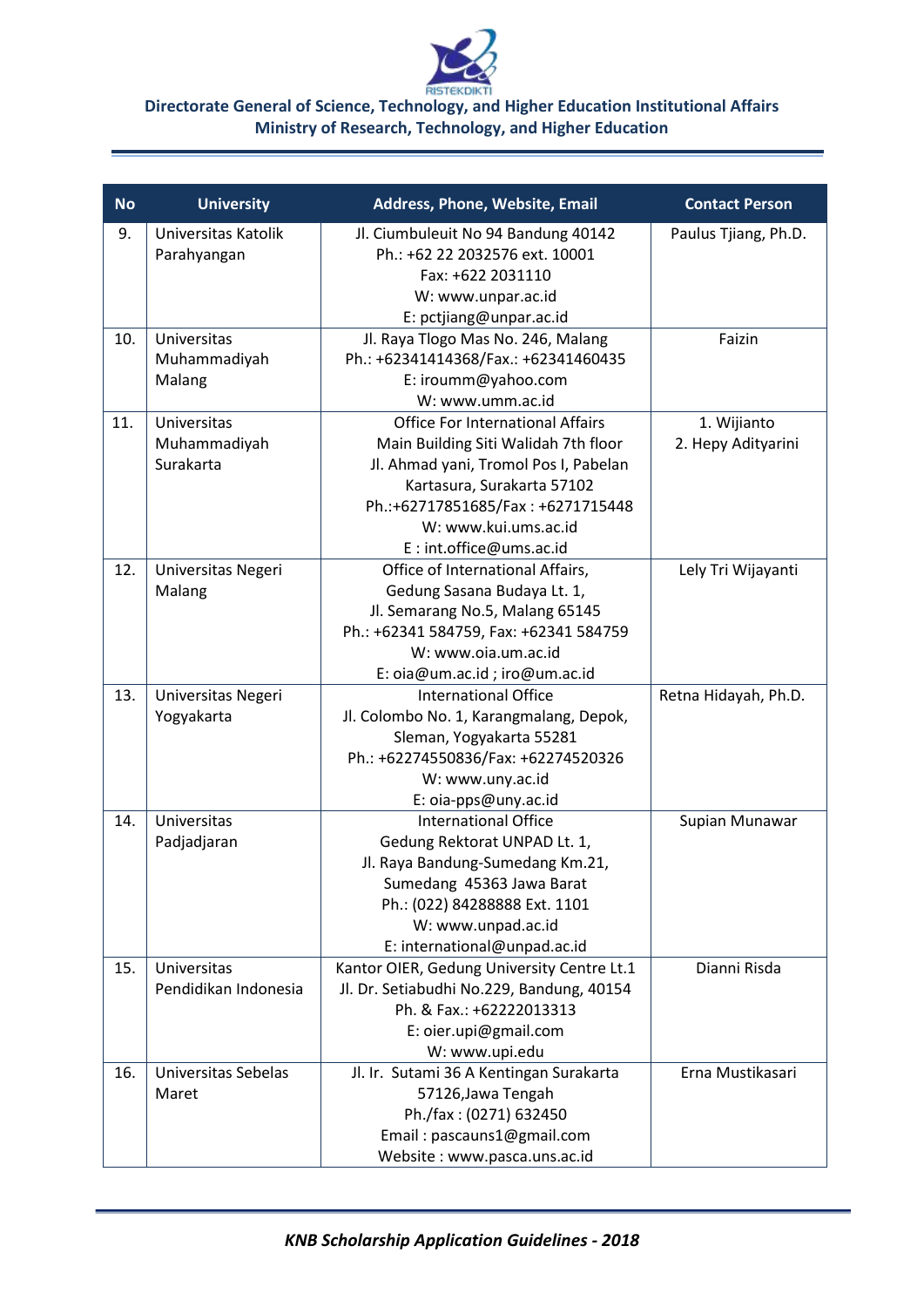| No | University | Address, Phone, Website, Email | Contact Person |
|---|---|---|---|
| 9. | Universitas Katolik Parahyangan | Jl. Ciumbuleuit No 94 Bandung 40142<br>Ph.: +62 22 2032576 ext. 10001<br>Fax: +622 2031110<br>W: www.unpar.ac.id<br>E: pctjiang@unpar.ac.id | Paulus Tjiang, Ph.D. |
| 10. | Universitas Muhammadiyah Malang | Jl. Raya Tlogo Mas No. 246, Malang<br>Ph.: +62341414368/Fax.: +62341460435<br>E: iroumm@yahoo.com<br>W: www.umm.ac.id | Faizin |
| 11. | Universitas Muhammadiyah Surakarta | Office For International Affairs<br>Main Building Siti Walidah 7th floor<br>Jl. Ahmad yani, Tromol Pos I, Pabelan<br>Kartasura, Surakarta 57102<br>Ph.:+62717851685/Fax : +6271715448<br>W: www.kui.ums.ac.id<br>E : int.office@ums.ac.id | 1. Wijianto<br>2. Hepy Adityarini |
| 12. | Universitas Negeri Malang | Office of International Affairs,<br>Gedung Sasana Budaya Lt. 1,<br>Jl. Semarang No.5, Malang 65145<br>Ph.: +62341 584759, Fax: +62341 584759<br>W: www.oia.um.ac.id<br>E: oia@um.ac.id ; iro@um.ac.id | Lely Tri Wijayanti |
| 13. | Universitas Negeri Yogyakarta | International Office<br>Jl. Colombo No. 1, Karangmalang, Depok,<br>Sleman, Yogyakarta 55281<br>Ph.: +62274550836/Fax: +62274520326<br>W: www.uny.ac.id<br>E: oia-pps@uny.ac.id | Retna Hidayah, Ph.D. |
| 14. | Universitas Padjadjaran | International Office<br>Gedung Rektorat UNPAD Lt. 1,<br>Jl. Raya Bandung-Sumedang Km.21,<br>Sumedang 45363 Jawa Barat<br>Ph.: (022) 84288888 Ext. 1101<br>W: www.unpad.ac.id<br>E: international@unpad.ac.id | Supian Munawar |
| 15. | Universitas Pendidikan Indonesia | Kantor OIER, Gedung University Centre Lt.1<br>Jl. Dr. Setiabudhi No.229, Bandung, 40154<br>Ph. & Fax.: +62222013313<br>E: oier.upi@gmail.com<br>W: www.upi.edu | Dianni Risda |
| 16. | Universitas Sebelas Maret | Jl. Ir. Sutami 36 A Kentingan Surakarta<br>57126,Jawa Tengah<br>Ph./fax : (0271) 632450<br>Email : pascauns1@gmail.com<br>Website : www.pasca.uns.ac.id | Erna Mustikasari |